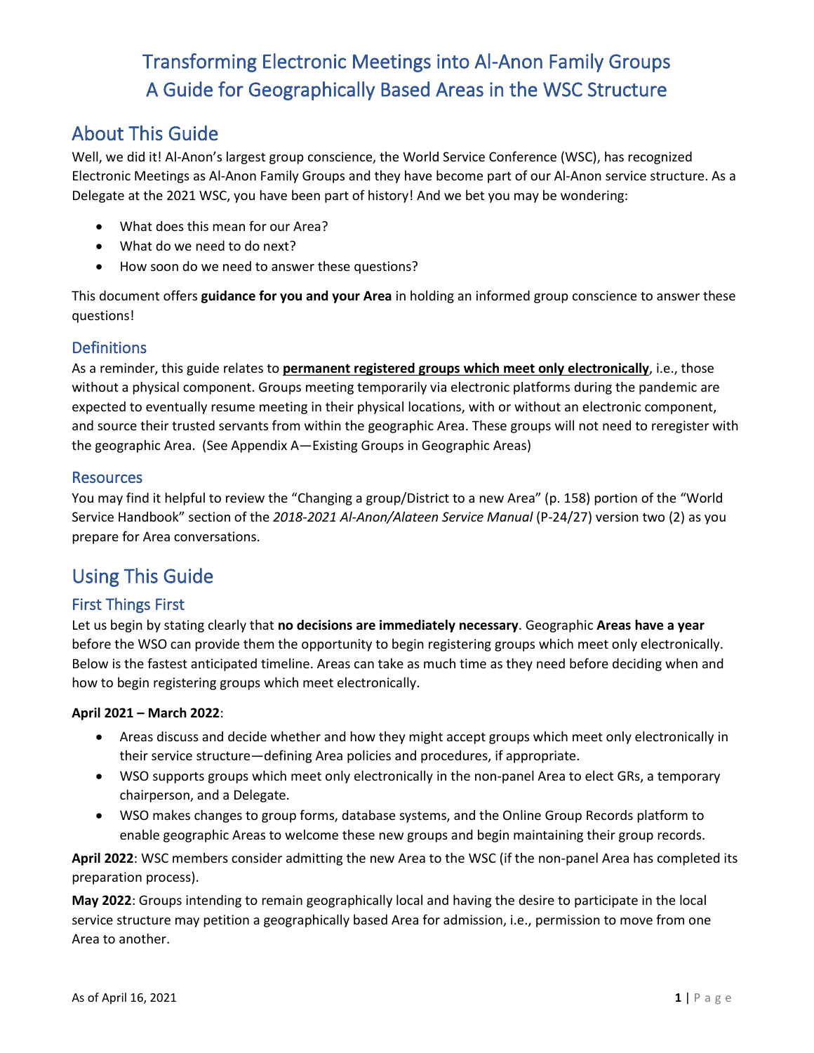# Transforming Electronic Meetings into Al-Anon Family Groups
# A Guide for Geographically Based Areas in the WSC Structure

## About This Guide

Well, we did it! Al-Anon's largest group conscience, the World Service Conference (WSC), has recognized Electronic Meetings as Al-Anon Family Groups and they have become part of our Al-Anon service structure. As a Delegate at the 2021 WSC, you have been part of history! And we bet you may be wondering:

- What does this mean for our Area?
- What do we need to do next?
- How soon do we need to answer these questions?

This document offers **guidance for you and your Area** in holding an informed group conscience to answer these questions!

### Definitions

As a reminder, this guide relates to <u>**permanent registered groups which meet only electronically**</u>, i.e., those without a physical component. Groups meeting temporarily via electronic platforms during the pandemic are expected to eventually resume meeting in their physical locations, with or without an electronic component, and source their trusted servants from within the geographic Area. These groups will not need to reregister with the geographic Area. (See Appendix A—Existing Groups in Geographic Areas)

### Resources

You may find it helpful to review the "Changing a group/District to a new Area" (p. 158) portion of the "World Service Handbook" section of the *2018-2021 Al-Anon/Alateen Service Manual* (P-24/27) version two (2) as you prepare for Area conversations.

## Using This Guide

### First Things First

Let us begin by stating clearly that **no decisions are immediately necessary**. Geographic **Areas have a year** before the WSO can provide them the opportunity to begin registering groups which meet only electronically. Below is the fastest anticipated timeline. Areas can take as much time as they need before deciding when and how to begin registering groups which meet electronically.

**April 2021 – March 2022**:

- Areas discuss and decide whether and how they might accept groups which meet only electronically in their service structure—defining Area policies and procedures, if appropriate.
- WSO supports groups which meet only electronically in the non-panel Area to elect GRs, a temporary chairperson, and a Delegate.
- WSO makes changes to group forms, database systems, and the Online Group Records platform to enable geographic Areas to welcome these new groups and begin maintaining their group records.

**April 2022**: WSC members consider admitting the new Area to the WSC (if the non-panel Area has completed its preparation process).

**May 2022**: Groups intending to remain geographically local and having the desire to participate in the local service structure may petition a geographically based Area for admission, i.e., permission to move from one Area to another.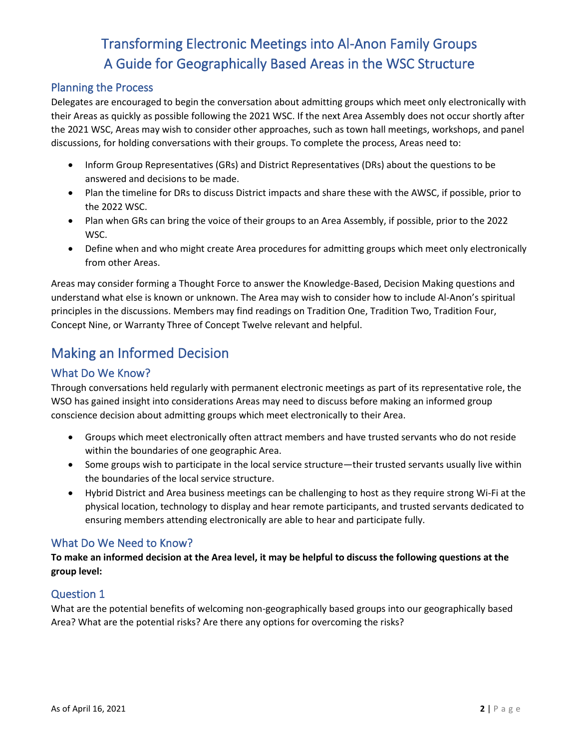# Transforming Electronic Meetings into Al-Anon Family Groups
# A Guide for Geographically Based Areas in the WSC Structure

### Planning the Process

Delegates are encouraged to begin the conversation about admitting groups which meet only electronically with their Areas as quickly as possible following the 2021 WSC. If the next Area Assembly does not occur shortly after the 2021 WSC, Areas may wish to consider other approaches, such as town hall meetings, workshops, and panel discussions, for holding conversations with their groups. To complete the process, Areas need to:

- Inform Group Representatives (GRs) and District Representatives (DRs) about the questions to be answered and decisions to be made.
- Plan the timeline for DRs to discuss District impacts and share these with the AWSC, if possible, prior to the 2022 WSC.
- Plan when GRs can bring the voice of their groups to an Area Assembly, if possible, prior to the 2022 WSC.
- Define when and who might create Area procedures for admitting groups which meet only electronically from other Areas.

Areas may consider forming a Thought Force to answer the Knowledge-Based, Decision Making questions and understand what else is known or unknown. The Area may wish to consider how to include Al-Anon's spiritual principles in the discussions. Members may find readings on Tradition One, Tradition Two, Tradition Four, Concept Nine, or Warranty Three of Concept Twelve relevant and helpful.

## Making an Informed Decision

### What Do We Know?

Through conversations held regularly with permanent electronic meetings as part of its representative role, the WSO has gained insight into considerations Areas may need to discuss before making an informed group conscience decision about admitting groups which meet electronically to their Area.

- Groups which meet electronically often attract members and have trusted servants who do not reside within the boundaries of one geographic Area.
- Some groups wish to participate in the local service structure—their trusted servants usually live within the boundaries of the local service structure.
- Hybrid District and Area business meetings can be challenging to host as they require strong Wi-Fi at the physical location, technology to display and hear remote participants, and trusted servants dedicated to ensuring members attending electronically are able to hear and participate fully.

### What Do We Need to Know?

**To make an informed decision at the Area level, it may be helpful to discuss the following questions at the group level:**

### Question 1

What are the potential benefits of welcoming non-geographically based groups into our geographically based Area? What are the potential risks? Are there any options for overcoming the risks?

As of April 16, 2021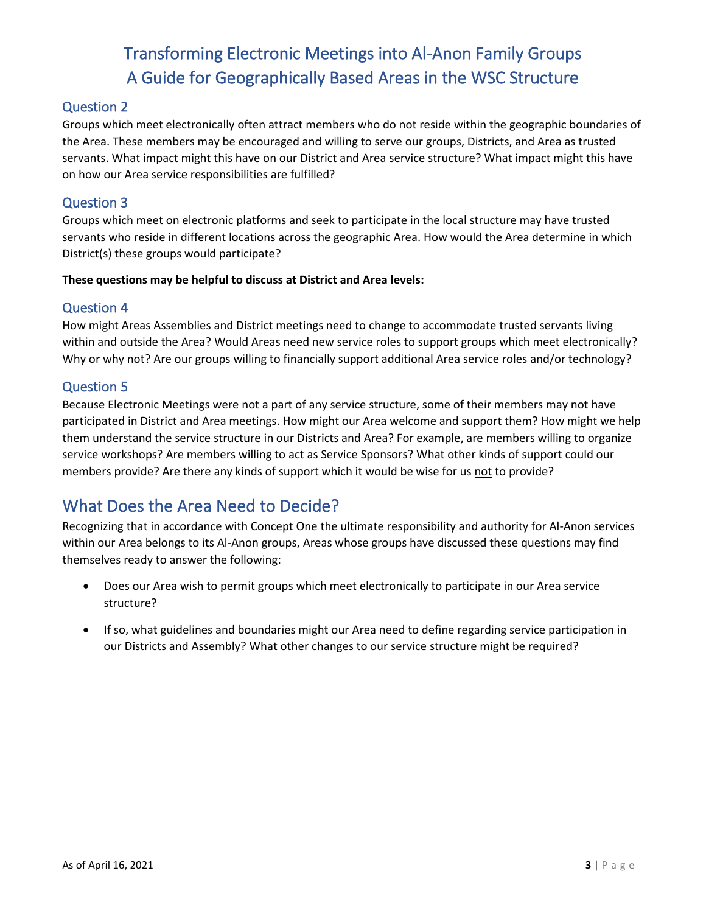# Transforming Electronic Meetings into Al-Anon Family Groups
# A Guide for Geographically Based Areas in the WSC Structure

## Question 2

Groups which meet electronically often attract members who do not reside within the geographic boundaries of the Area. These members may be encouraged and willing to serve our groups, Districts, and Area as trusted servants. What impact might this have on our District and Area service structure? What impact might this have on how our Area service responsibilities are fulfilled?

## Question 3

Groups which meet on electronic platforms and seek to participate in the local structure may have trusted servants who reside in different locations across the geographic Area. How would the Area determine in which District(s) these groups would participate?

**These questions may be helpful to discuss at District and Area levels:**

## Question 4

How might Areas Assemblies and District meetings need to change to accommodate trusted servants living within and outside the Area? Would Areas need new service roles to support groups which meet electronically? Why or why not? Are our groups willing to financially support additional Area service roles and/or technology?

## Question 5

Because Electronic Meetings were not a part of any service structure, some of their members may not have participated in District and Area meetings. How might our Area welcome and support them? How might we help them understand the service structure in our Districts and Area? For example, are members willing to organize service workshops? Are members willing to act as Service Sponsors? What other kinds of support could our members provide? Are there any kinds of support which it would be wise for us <u>not</u> to provide?

# What Does the Area Need to Decide?

Recognizing that in accordance with Concept One the ultimate responsibility and authority for Al-Anon services within our Area belongs to its Al-Anon groups, Areas whose groups have discussed these questions may find themselves ready to answer the following:

- Does our Area wish to permit groups which meet electronically to participate in our Area service structure?
- If so, what guidelines and boundaries might our Area need to define regarding service participation in our Districts and Assembly? What other changes to our service structure might be required?

As of April 16, 2021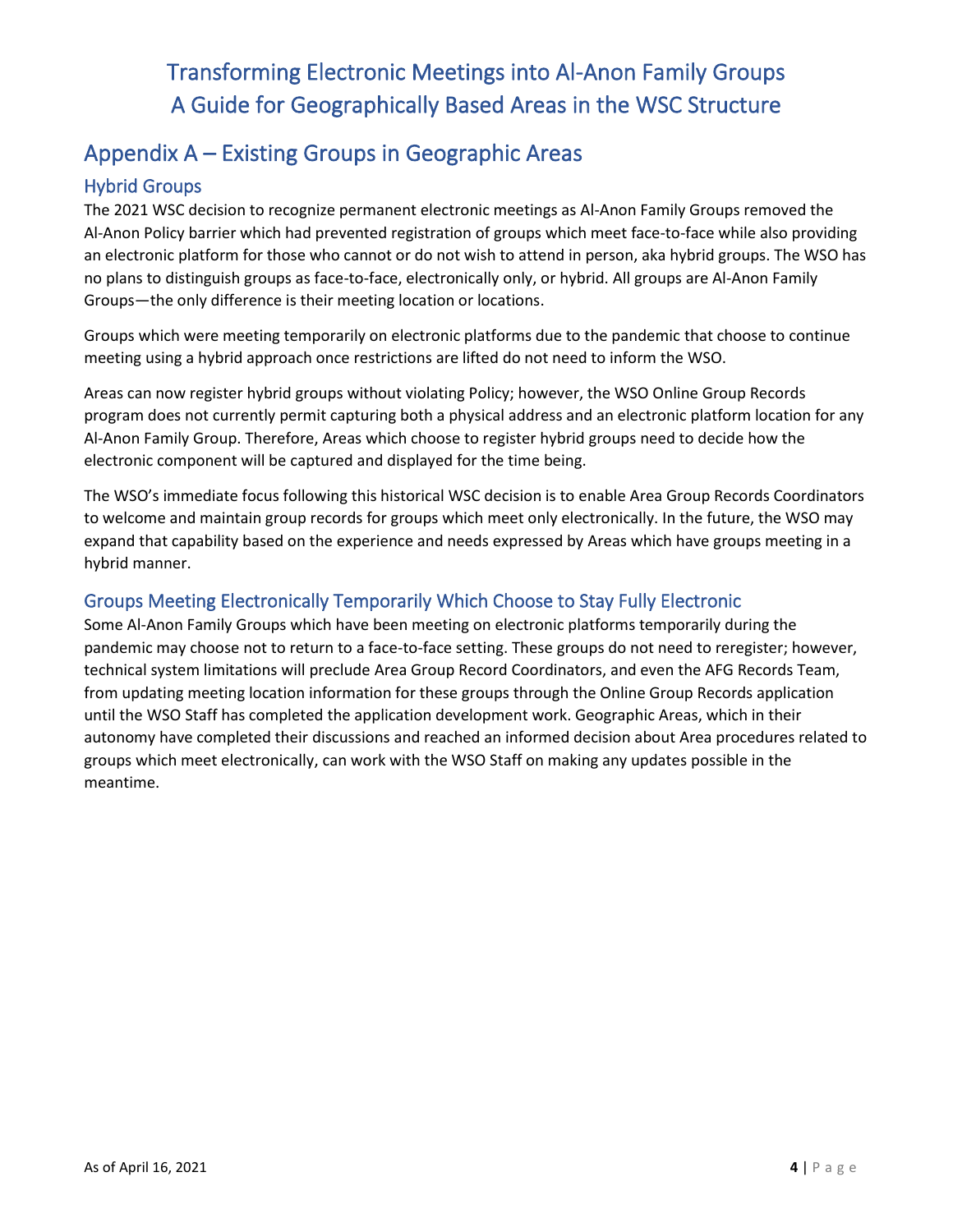## Appendix A – Existing Groups in Geographic Areas

### Hybrid Groups

The 2021 WSC decision to recognize permanent electronic meetings as Al-Anon Family Groups removed the Al-Anon Policy barrier which had prevented registration of groups which meet face-to-face while also providing an electronic platform for those who cannot or do not wish to attend in person, aka hybrid groups. The WSO has no plans to distinguish groups as face-to-face, electronically only, or hybrid. All groups are Al-Anon Family Groups—the only difference is their meeting location or locations.

Groups which were meeting temporarily on electronic platforms due to the pandemic that choose to continue meeting using a hybrid approach once restrictions are lifted do not need to inform the WSO.

Areas can now register hybrid groups without violating Policy; however, the WSO Online Group Records program does not currently permit capturing both a physical address and an electronic platform location for any Al-Anon Family Group. Therefore, Areas which choose to register hybrid groups need to decide how the electronic component will be captured and displayed for the time being.

The WSO's immediate focus following this historical WSC decision is to enable Area Group Records Coordinators to welcome and maintain group records for groups which meet only electronically. In the future, the WSO may expand that capability based on the experience and needs expressed by Areas which have groups meeting in a hybrid manner.

### Groups Meeting Electronically Temporarily Which Choose to Stay Fully Electronic

Some Al-Anon Family Groups which have been meeting on electronic platforms temporarily during the pandemic may choose not to return to a face-to-face setting. These groups do not need to reregister; however, technical system limitations will preclude Area Group Record Coordinators, and even the AFG Records Team, from updating meeting location information for these groups through the Online Group Records application until the WSO Staff has completed the application development work. Geographic Areas, which in their autonomy have completed their discussions and reached an informed decision about Area procedures related to groups which meet electronically, can work with the WSO Staff on making any updates possible in the meantime.

As of April 16, 2021